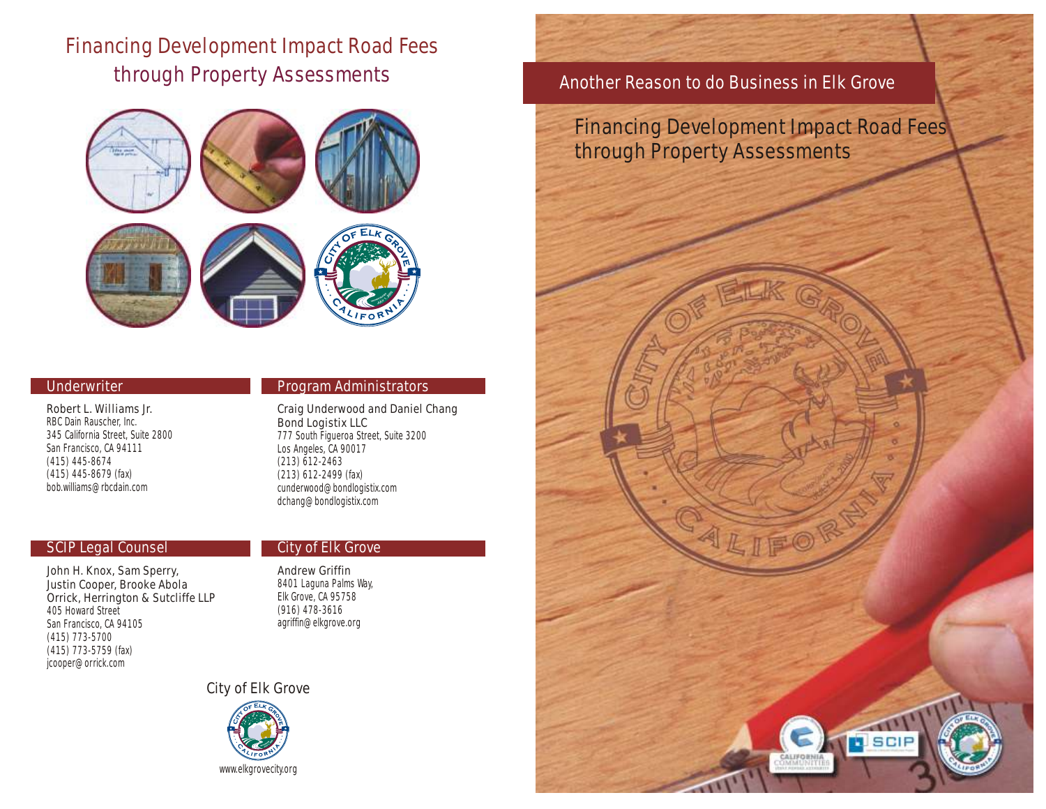# Financing Development Impact Road Fees through Property Assessments

## Underwriter

Robert L. Williams Jr.
RBC Dain Rauscher, Inc.
345 California Street, Suite 2800
San Francisco, CA 94111
(415) 445-8674
(415) 445-8679 (fax)
bob.williams@rbcdain.com

## Program Administrators

Craig Underwood and Daniel Chang
Bond Logistix LLC
777 South Figueroa Street, Suite 3200
Los Angeles, CA 90017
(213) 612-2463
(213) 612-2499 (fax)
cunderwood@bondlogistix.com
dchang@bondlogistix.com

## SCIP Legal Counsel

John H. Knox, Sam Sperry,
Justin Cooper, Brooke Abola
Orrick, Herrington & Sutcliffe LLP
405 Howard Street
San Francisco, CA 94105
(415) 773-5700
(415) 773-5759 (fax)
jcooper@orrick.com

## City of Elk Grove

Andrew Griffin
8401 Laguna Palms Way,
Elk Grove, CA 95758
(916) 478-3616
agriffin@elkgrove.org

City of Elk Grove

www.elkgrovecity.org

## Another Reason to do Business in Elk Grove

Financing Development Impact Road Fees through Property Assessments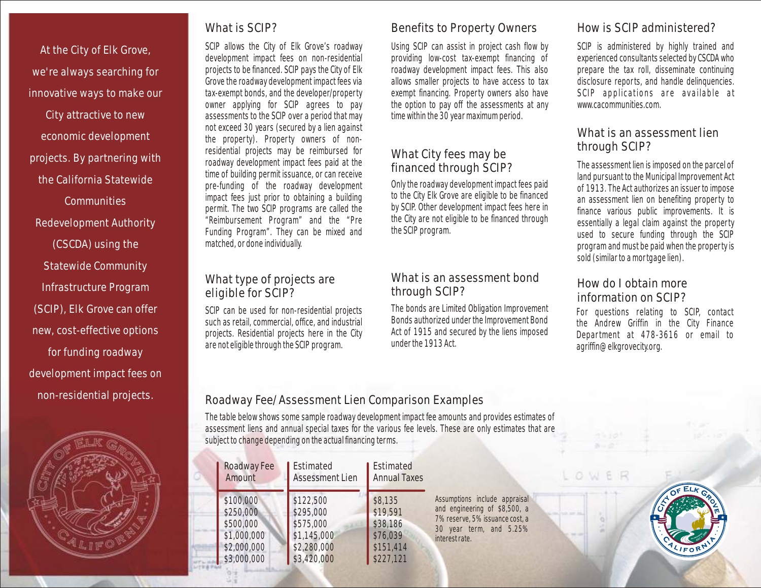At the City of Elk Grove, we're always searching for innovative ways to make our City attractive to new economic development projects. By partnering with the California Statewide Communities Redevelopment Authority (CSCDA) using the Statewide Community Infrastructure Program (SCIP), Elk Grove can offer new, cost-effective options for funding roadway development impact fees on non-residential projects.

## What is SCIP?

SCIP allows the City of Elk Grove's roadway development impact fees on non-residential projects to be financed. SCIP pays the City of Elk Grove the roadway development impact fees via tax-exempt bonds, and the developer/property owner applying for SCIP agrees to pay assessments to the SCIP over a period that may not exceed 30 years (secured by a lien against the property). Property owners of non-residential projects may be reimbursed for roadway development impact fees paid at the time of building permit issuance, or can receive pre-funding of the roadway development impact fees just prior to obtaining a building permit. The two SCIP programs are called the "Reimbursement Program" and the "Pre Funding Program". They can be mixed and matched, or done individually.

## What type of projects are eligible for SCIP?

SCIP can be used for non-residential projects such as retail, commercial, office, and industrial projects. Residential projects here in the City are not eligible through the SCIP program.

## Benefits to Property Owners

Using SCIP can assist in project cash flow by providing low-cost tax-exempt financing of roadway development impact fees. This also allows smaller projects to have access to tax exempt financing. Property owners also have the option to pay off the assessments at any time within the 30 year maximum period.

## What City fees may be financed through SCIP?

Only the roadway development impact fees paid to the City Elk Grove are eligible to be financed by SCIP. Other development impact fees here in the City are not eligible to be financed through the SCIP program.

## What is an assessment bond through SCIP?

The bonds are Limited Obligation Improvement Bonds authorized under the Improvement Bond Act of 1915 and secured by the liens imposed under the 1913 Act.

## How is SCIP administered?

SCIP is administered by highly trained and experienced consultants selected by CSCDA who prepare the tax roll, disseminate continuing disclosure reports, and handle delinquencies. SCIP applications are available at www.cacommunities.com.

## What is an assessment lien through SCIP?

The assessment lien is imposed on the parcel of land pursuant to the Municipal Improvement Act of 1913. The Act authorizes an issuer to impose an assessment lien on benefiting property to finance various public improvements. It is essentially a legal claim against the property used to secure funding through the SCIP program and must be paid when the property is sold (similar to a mortgage lien).

## How do I obtain more information on SCIP?

For questions relating to SCIP, contact the Andrew Griffin in the City Finance Department at 478-3616 or email to agriffin@elkgrovecity.org.

## Roadway Fee/Assessment Lien Comparison Examples

The table below shows some sample roadway development impact fee amounts and provides estimates of assessment liens and annual special taxes for the various fee levels. These are only estimates that are subject to change depending on the actual financing terms.

| Roadway Fee Amount | Estimated Assessment Lien | Estimated Annual Taxes |
|---|---|---|
| $100,000 | $122,500 | $8,135 |
| $250,000 | $295,000 | $19,591 |
| $500,000 | $575,000 | $38,186 |
| $1,000,000 | $1,145,000 | $76,039 |
| $2,000,000 | $2,280,000 | $151,414 |
| $3,000,000 | $3,420,000 | $227,121 |

Assumptions include appraisal and engineering of $8,500, a 7% reserve, 5% issuance cost, a 30 year term, and 5.25% interest rate.